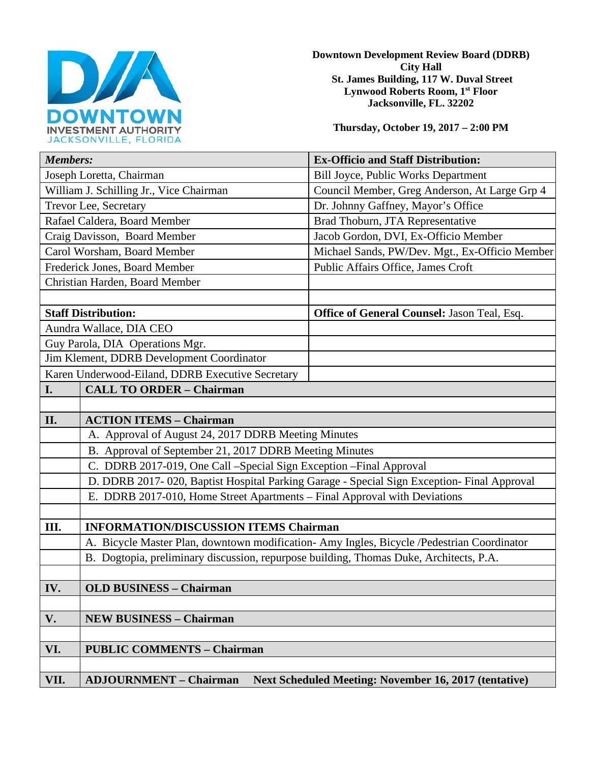**Downtown Development Review Board (DDRB)**
**City Hall**
**St. James Building, 117 W. Duval Street**
**Lynwood Roberts Room, 1st Floor**
**Jacksonville, FL. 32202**

**Thursday, October 19, 2017 – 2:00 PM**

| ***Members:*** | **Ex-Officio and Staff Distribution:** |
|---|---|
| Joseph Loretta, Chairman | Bill Joyce, Public Works Department |
| William J. Schilling Jr., Vice Chairman | Council Member, Greg Anderson, At Large Grp 4 |
| Trevor Lee, Secretary | Dr. Johnny Gaffney, Mayor's Office |
| Rafael Caldera, Board Member | Brad Thoburn, JTA Representative |
| Craig Davisson, Board Member | Jacob Gordon, DVI, Ex-Officio Member |
| Carol Worsham, Board Member | Michael Sands, PW/Dev. Mgt., Ex-Officio Member |
| Frederick Jones, Board Member | Public Affairs Office, James Croft |
| Christian Harden, Board Member | |
| | |
| **Staff Distribution:** | **Office of General Counsel:** Jason Teal, Esq. |
| Aundra Wallace, DIA CEO | |
| Guy Parola, DIA Operations Mgr. | |
| Jim Klement, DDRB Development Coordinator | |
| Karen Underwood-Eiland, DDRB Executive Secretary | |

| | |
|---|---|
| **I.** | **CALL TO ORDER – Chairman** |
| | |
| **II.** | **ACTION ITEMS – Chairman** |
| | A. Approval of August 24, 2017 DDRB Meeting Minutes |
| | B. Approval of September 21, 2017 DDRB Meeting Minutes |
| | C. DDRB 2017-019, One Call –Special Sign Exception –Final Approval |
| | D. DDRB 2017- 020, Baptist Hospital Parking Garage - Special Sign Exception- Final Approval |
| | E. DDRB 2017-010, Home Street Apartments – Final Approval with Deviations |
| | |
| **III.** | **INFORMATION/DISCUSSION ITEMS Chairman** |
| | A. Bicycle Master Plan, downtown modification- Amy Ingles, Bicycle /Pedestrian Coordinator |
| | B. Dogtopia, preliminary discussion, repurpose building, Thomas Duke, Architects, P.A. |
| | |
| **IV.** | **OLD BUSINESS – Chairman** |
| | |
| **V.** | **NEW BUSINESS – Chairman** |
| | |
| **VI.** | **PUBLIC COMMENTS – Chairman** |
| | |
| **VII.** | **ADJOURNMENT – Chairman Next Scheduled Meeting: November 16, 2017 (tentative)** |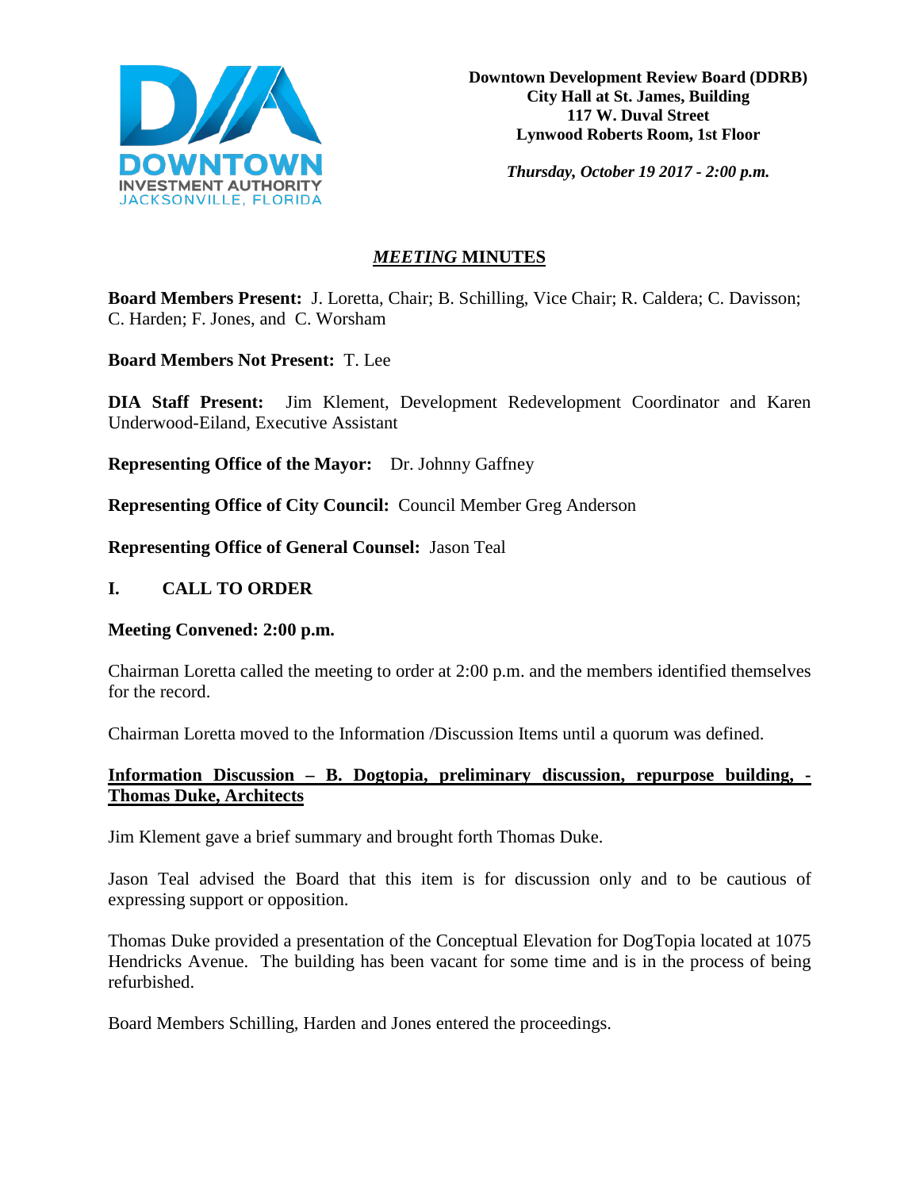**Downtown Development Review Board (DDRB)**
**City Hall at St. James, Building**
**117 W. Duval Street**
**Lynwood Roberts Room, 1st Floor**

***Thursday, October 19 2017 - 2:00 p.m.***

## ***MEETING* MINUTES**

**Board Members Present:** J. Loretta, Chair; B. Schilling, Vice Chair; R. Caldera; C. Davisson; C. Harden; F. Jones, and C. Worsham

**Board Members Not Present:** T. Lee

**DIA Staff Present:** Jim Klement, Development Redevelopment Coordinator and Karen Underwood-Eiland, Executive Assistant

**Representing Office of the Mayor:** Dr. Johnny Gaffney

**Representing Office of City Council:** Council Member Greg Anderson

**Representing Office of General Counsel:** Jason Teal

## I. CALL TO ORDER

**Meeting Convened: 2:00 p.m.**

Chairman Loretta called the meeting to order at 2:00 p.m. and the members identified themselves for the record.

Chairman Loretta moved to the Information /Discussion Items until a quorum was defined.

**Information Discussion – B. Dogtopia, preliminary discussion, repurpose building, - Thomas Duke, Architects**

Jim Klement gave a brief summary and brought forth Thomas Duke.

Jason Teal advised the Board that this item is for discussion only and to be cautious of expressing support or opposition.

Thomas Duke provided a presentation of the Conceptual Elevation for DogTopia located at 1075 Hendricks Avenue. The building has been vacant for some time and is in the process of being refurbished.

Board Members Schilling, Harden and Jones entered the proceedings.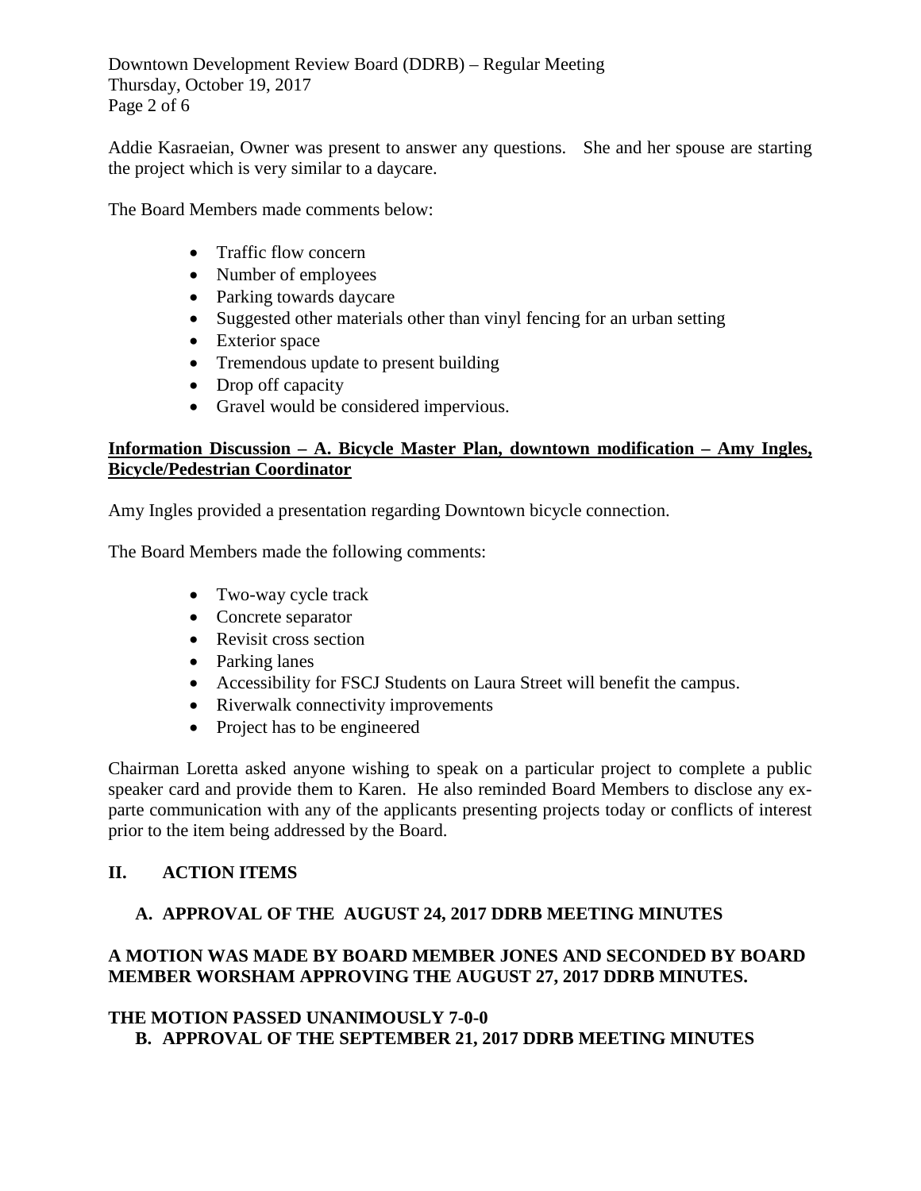Addie Kasraeian, Owner was present to answer any questions. She and her spouse are starting the project which is very similar to a daycare.

The Board Members made comments below:

- Traffic flow concern
- Number of employees
- Parking towards daycare
- Suggested other materials other than vinyl fencing for an urban setting
- Exterior space
- Tremendous update to present building
- Drop off capacity
- Gravel would be considered impervious.

**Information Discussion – A. Bicycle Master Plan, downtown modification – Amy Ingles, Bicycle/Pedestrian Coordinator**

Amy Ingles provided a presentation regarding Downtown bicycle connection.

The Board Members made the following comments:

- Two-way cycle track
- Concrete separator
- Revisit cross section
- Parking lanes
- Accessibility for FSCJ Students on Laura Street will benefit the campus.
- Riverwalk connectivity improvements
- Project has to be engineered

Chairman Loretta asked anyone wishing to speak on a particular project to complete a public speaker card and provide them to Karen. He also reminded Board Members to disclose any ex-parte communication with any of the applicants presenting projects today or conflicts of interest prior to the item being addressed by the Board.

## II. ACTION ITEMS

### A. APPROVAL OF THE AUGUST 24, 2017 DDRB MEETING MINUTES

**A MOTION WAS MADE BY BOARD MEMBER JONES AND SECONDED BY BOARD MEMBER WORSHAM APPROVING THE AUGUST 27, 2017 DDRB MINUTES.**

**THE MOTION PASSED UNANIMOUSLY 7-0-0**

### B. APPROVAL OF THE SEPTEMBER 21, 2017 DDRB MEETING MINUTES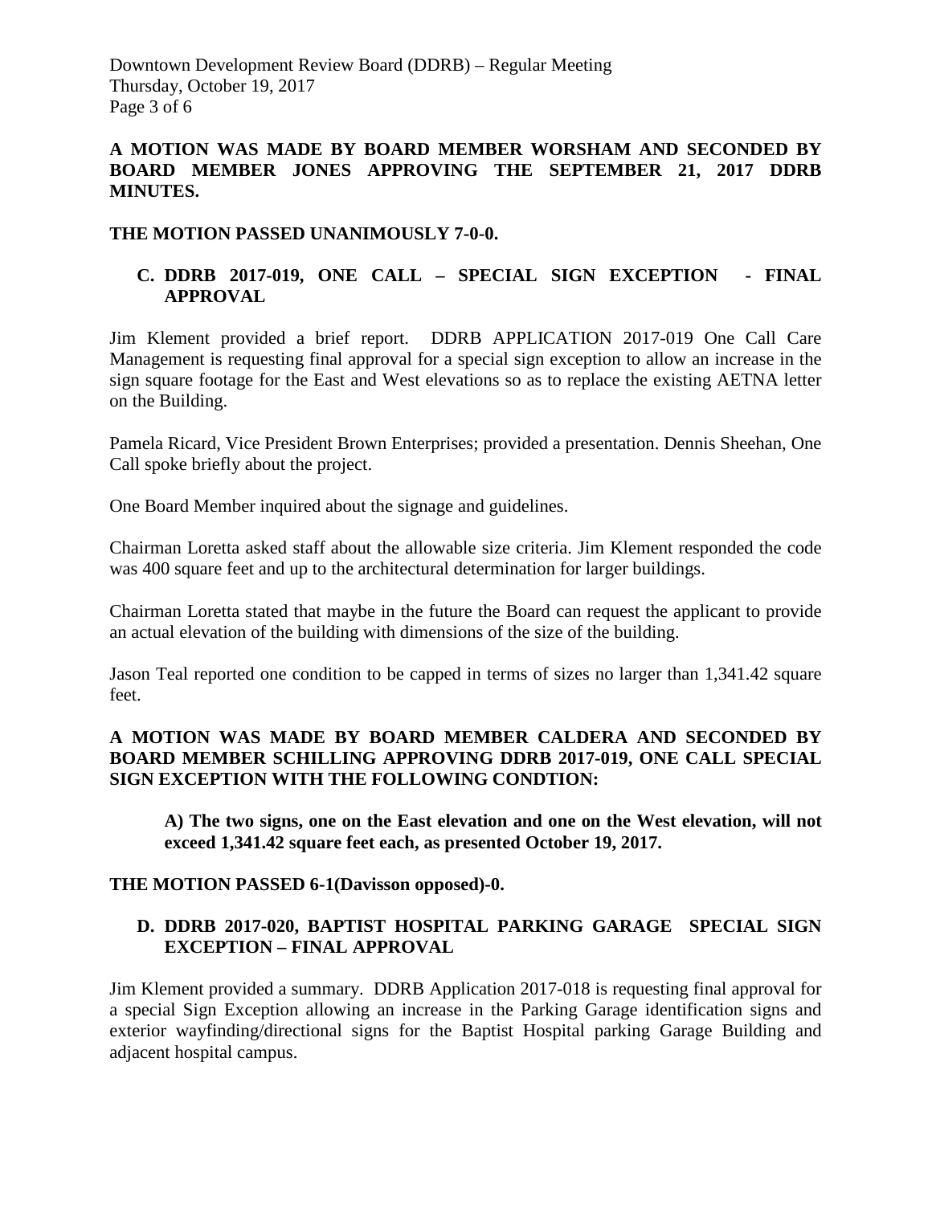**A MOTION WAS MADE BY BOARD MEMBER WORSHAM AND SECONDED BY BOARD MEMBER JONES APPROVING THE SEPTEMBER 21, 2017 DDRB MINUTES.**

**THE MOTION PASSED UNANIMOUSLY 7-0-0.**

**C. DDRB 2017-019, ONE CALL – SPECIAL SIGN EXCEPTION - FINAL APPROVAL**

Jim Klement provided a brief report. DDRB APPLICATION 2017-019 One Call Care Management is requesting final approval for a special sign exception to allow an increase in the sign square footage for the East and West elevations so as to replace the existing AETNA letter on the Building.

Pamela Ricard, Vice President Brown Enterprises; provided a presentation. Dennis Sheehan, One Call spoke briefly about the project.

One Board Member inquired about the signage and guidelines.

Chairman Loretta asked staff about the allowable size criteria. Jim Klement responded the code was 400 square feet and up to the architectural determination for larger buildings.

Chairman Loretta stated that maybe in the future the Board can request the applicant to provide an actual elevation of the building with dimensions of the size of the building.

Jason Teal reported one condition to be capped in terms of sizes no larger than 1,341.42 square feet.

**A MOTION WAS MADE BY BOARD MEMBER CALDERA AND SECONDED BY BOARD MEMBER SCHILLING APPROVING DDRB 2017-019, ONE CALL SPECIAL SIGN EXCEPTION WITH THE FOLLOWING CONDTION:**

> **A) The two signs, one on the East elevation and one on the West elevation, will not exceed 1,341.42 square feet each, as presented October 19, 2017.**

**THE MOTION PASSED 6-1(Davisson opposed)-0.**

**D. DDRB 2017-020, BAPTIST HOSPITAL PARKING GARAGE SPECIAL SIGN EXCEPTION – FINAL APPROVAL**

Jim Klement provided a summary. DDRB Application 2017-018 is requesting final approval for a special Sign Exception allowing an increase in the Parking Garage identification signs and exterior wayfinding/directional signs for the Baptist Hospital parking Garage Building and adjacent hospital campus.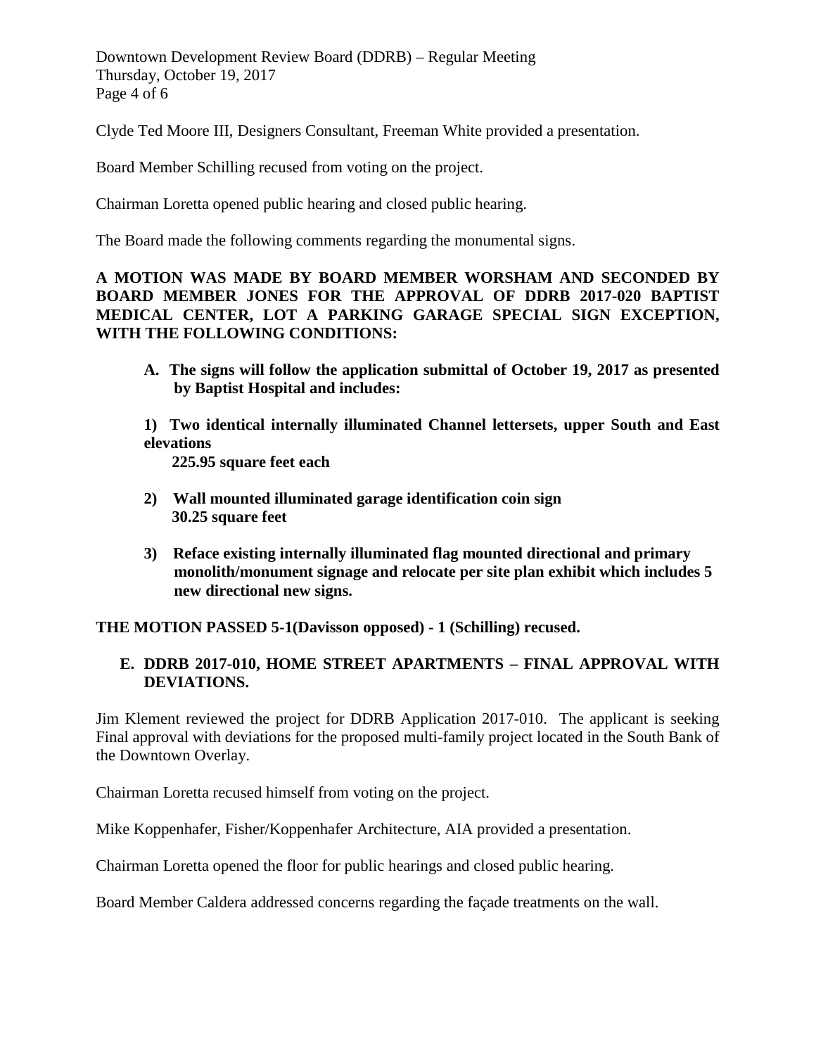Clyde Ted Moore III, Designers Consultant, Freeman White provided a presentation.

Board Member Schilling recused from voting on the project.

Chairman Loretta opened public hearing and closed public hearing.

The Board made the following comments regarding the monumental signs.

**A MOTION WAS MADE BY BOARD MEMBER WORSHAM AND SECONDED BY BOARD MEMBER JONES FOR THE APPROVAL OF DDRB 2017-020 BAPTIST MEDICAL CENTER, LOT A PARKING GARAGE SPECIAL SIGN EXCEPTION, WITH THE FOLLOWING CONDITIONS:**

**A. The signs will follow the application submittal of October 19, 2017 as presented by Baptist Hospital and includes:**

**1) Two identical internally illuminated Channel lettersets, upper South and East elevations**
**225.95 square feet each**

**2) Wall mounted illuminated garage identification coin sign**
**30.25 square feet**

**3) Reface existing internally illuminated flag mounted directional and primary monolith/monument signage and relocate per site plan exhibit which includes 5 new directional new signs.**

**THE MOTION PASSED 5-1(Davisson opposed) - 1 (Schilling) recused.**

**E. DDRB 2017-010, HOME STREET APARTMENTS – FINAL APPROVAL WITH DEVIATIONS.**

Jim Klement reviewed the project for DDRB Application 2017-010. The applicant is seeking Final approval with deviations for the proposed multi-family project located in the South Bank of the Downtown Overlay.

Chairman Loretta recused himself from voting on the project.

Mike Koppenhafer, Fisher/Koppenhafer Architecture, AIA provided a presentation.

Chairman Loretta opened the floor for public hearings and closed public hearing.

Board Member Caldera addressed concerns regarding the façade treatments on the wall.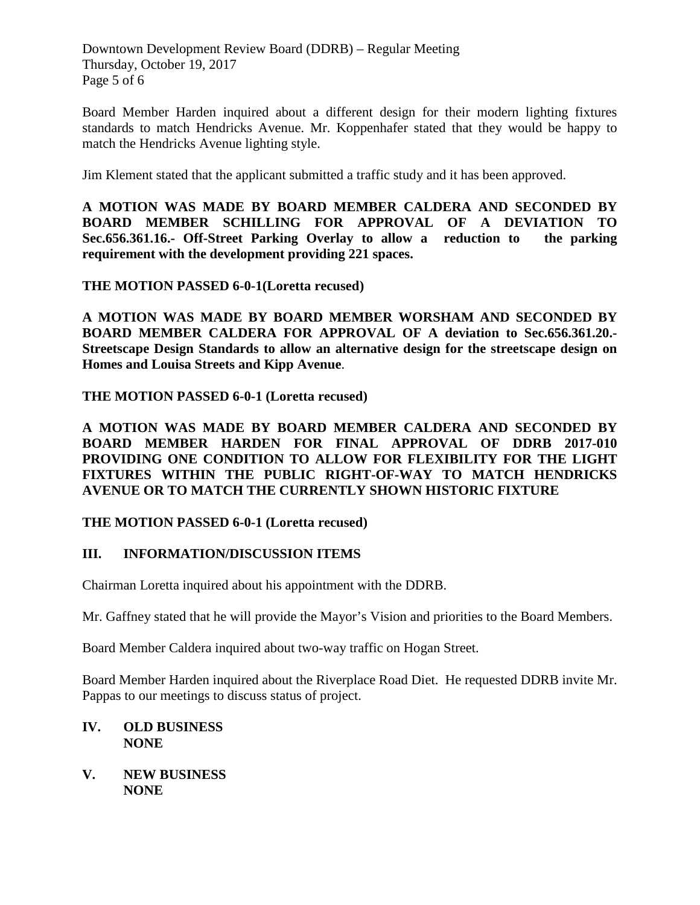Board Member Harden inquired about a different design for their modern lighting fixtures standards to match Hendricks Avenue. Mr. Koppenhafer stated that they would be happy to match the Hendricks Avenue lighting style.

Jim Klement stated that the applicant submitted a traffic study and it has been approved.

**A MOTION WAS MADE BY BOARD MEMBER CALDERA AND SECONDED BY BOARD MEMBER SCHILLING FOR APPROVAL OF A DEVIATION TO Sec.656.361.16.- Off-Street Parking Overlay to allow a reduction to the parking requirement with the development providing 221 spaces.**

**THE MOTION PASSED 6-0-1(Loretta recused)**

**A MOTION WAS MADE BY BOARD MEMBER WORSHAM AND SECONDED BY BOARD MEMBER CALDERA FOR APPROVAL OF A deviation to Sec.656.361.20.- Streetscape Design Standards to allow an alternative design for the streetscape design on Homes and Louisa Streets and Kipp Avenue**.

**THE MOTION PASSED 6-0-1 (Loretta recused)**

**A MOTION WAS MADE BY BOARD MEMBER CALDERA AND SECONDED BY BOARD MEMBER HARDEN FOR FINAL APPROVAL OF DDRB 2017-010 PROVIDING ONE CONDITION TO ALLOW FOR FLEXIBILITY FOR THE LIGHT FIXTURES WITHIN THE PUBLIC RIGHT-OF-WAY TO MATCH HENDRICKS AVENUE OR TO MATCH THE CURRENTLY SHOWN HISTORIC FIXTURE**

**THE MOTION PASSED 6-0-1 (Loretta recused)**

## III. INFORMATION/DISCUSSION ITEMS

Chairman Loretta inquired about his appointment with the DDRB.

Mr. Gaffney stated that he will provide the Mayor's Vision and priorities to the Board Members.

Board Member Caldera inquired about two-way traffic on Hogan Street.

Board Member Harden inquired about the Riverplace Road Diet. He requested DDRB invite Mr. Pappas to our meetings to discuss status of project.

## IV. OLD BUSINESS

**NONE**

## V. NEW BUSINESS

**NONE**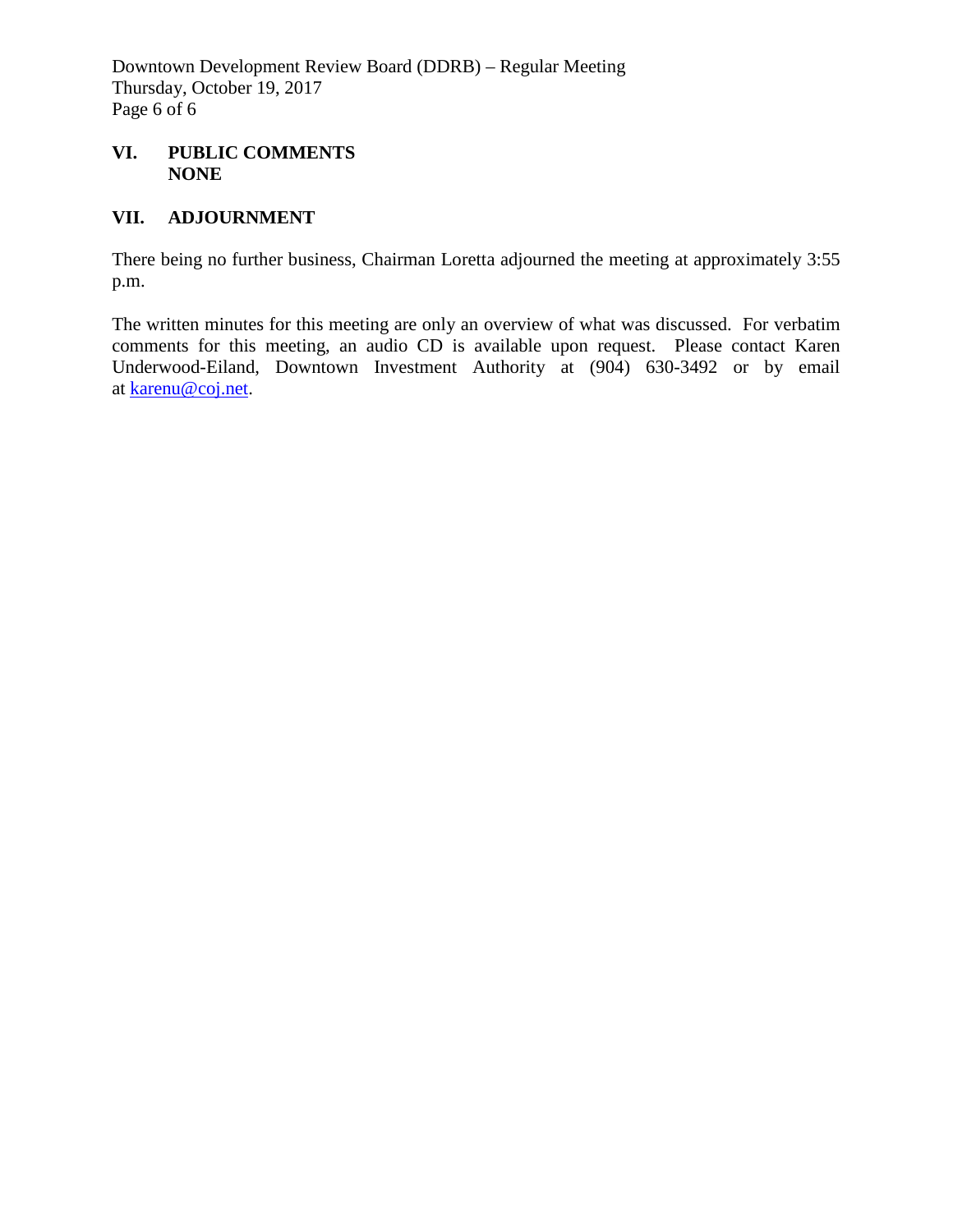## VI. PUBLIC COMMENTS
**NONE**

## VII. ADJOURNMENT

There being no further business, Chairman Loretta adjourned the meeting at approximately 3:55 p.m.

The written minutes for this meeting are only an overview of what was discussed. For verbatim comments for this meeting, an audio CD is available upon request. Please contact Karen Underwood-Eiland, Downtown Investment Authority at (904) 630-3492 or by email at karenu@coj.net.